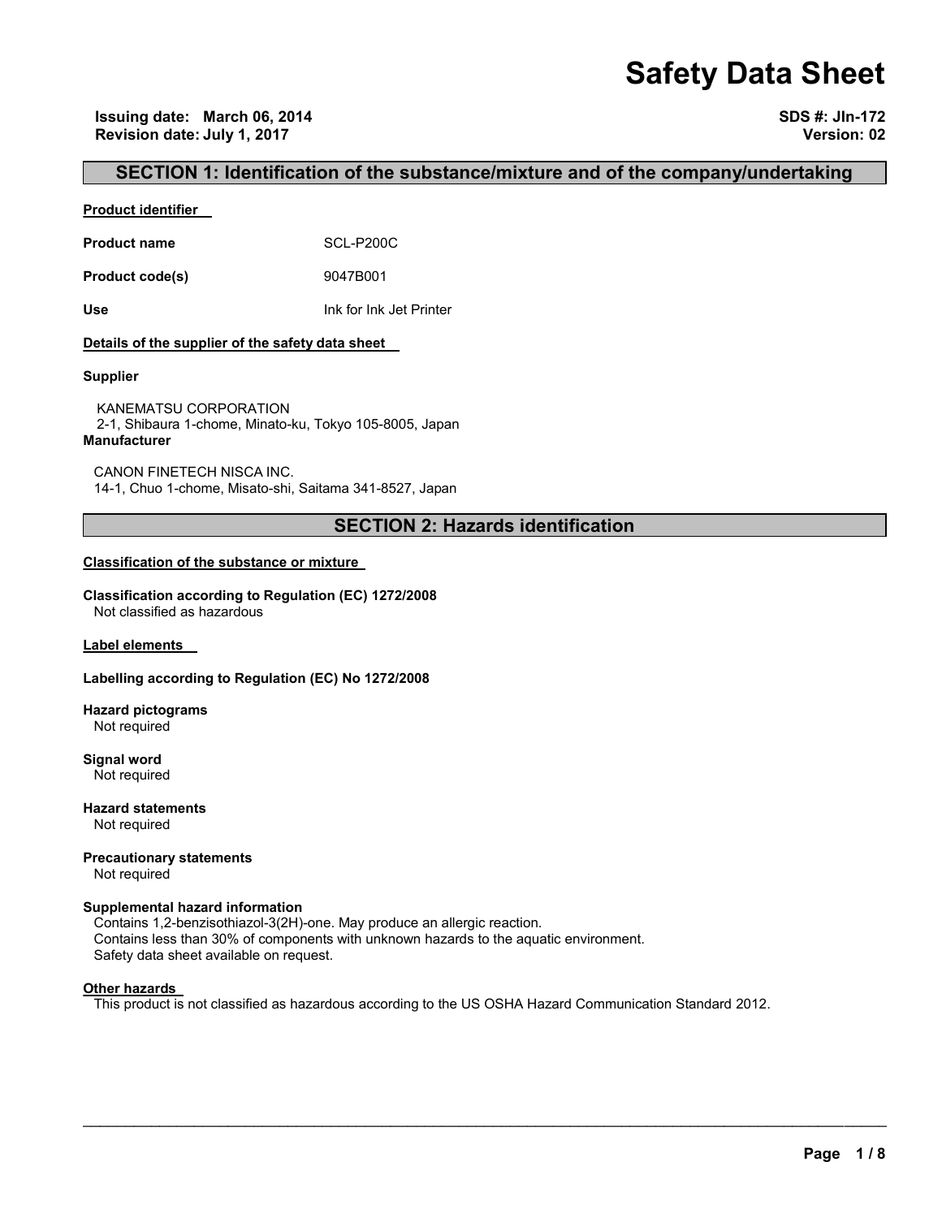# Safety Data Sheet

**Issuing date: March 06, 2014**
**Revision date: July 1, 2017**

**SDS #: JIn-172**
**Version: 02**

## SECTION 1: Identification of the substance/mixture and of the company/undertaking

**Product identifier**

**Product name** SCL-P200C

**Product code(s)** 9047B001

**Use** Ink for Ink Jet Printer

**Details of the supplier of the safety data sheet**

**Supplier**

KANEMATSU CORPORATION
2-1, Shibaura 1-chome, Minato-ku, Tokyo 105-8005, Japan

**Manufacturer**

CANON FINETECH NISCA INC.
14-1, Chuo 1-chome, Misato-shi, Saitama 341-8527, Japan

## SECTION 2: Hazards identification

**Classification of the substance or mixture**

**Classification according to Regulation (EC) 1272/2008**
Not classified as hazardous

**Label elements**

**Labelling according to Regulation (EC) No 1272/2008**

**Hazard pictograms**
Not required

**Signal word**
Not required

**Hazard statements**
Not required

**Precautionary statements**
Not required

**Supplemental hazard information**
Contains 1,2-benzisothiazol-3(2H)-one. May produce an allergic reaction.
Contains less than 30% of components with unknown hazards to the aquatic environment.
Safety data sheet available on request.

**Other hazards**
This product is not classified as hazardous according to the US OSHA Hazard Communication Standard 2012.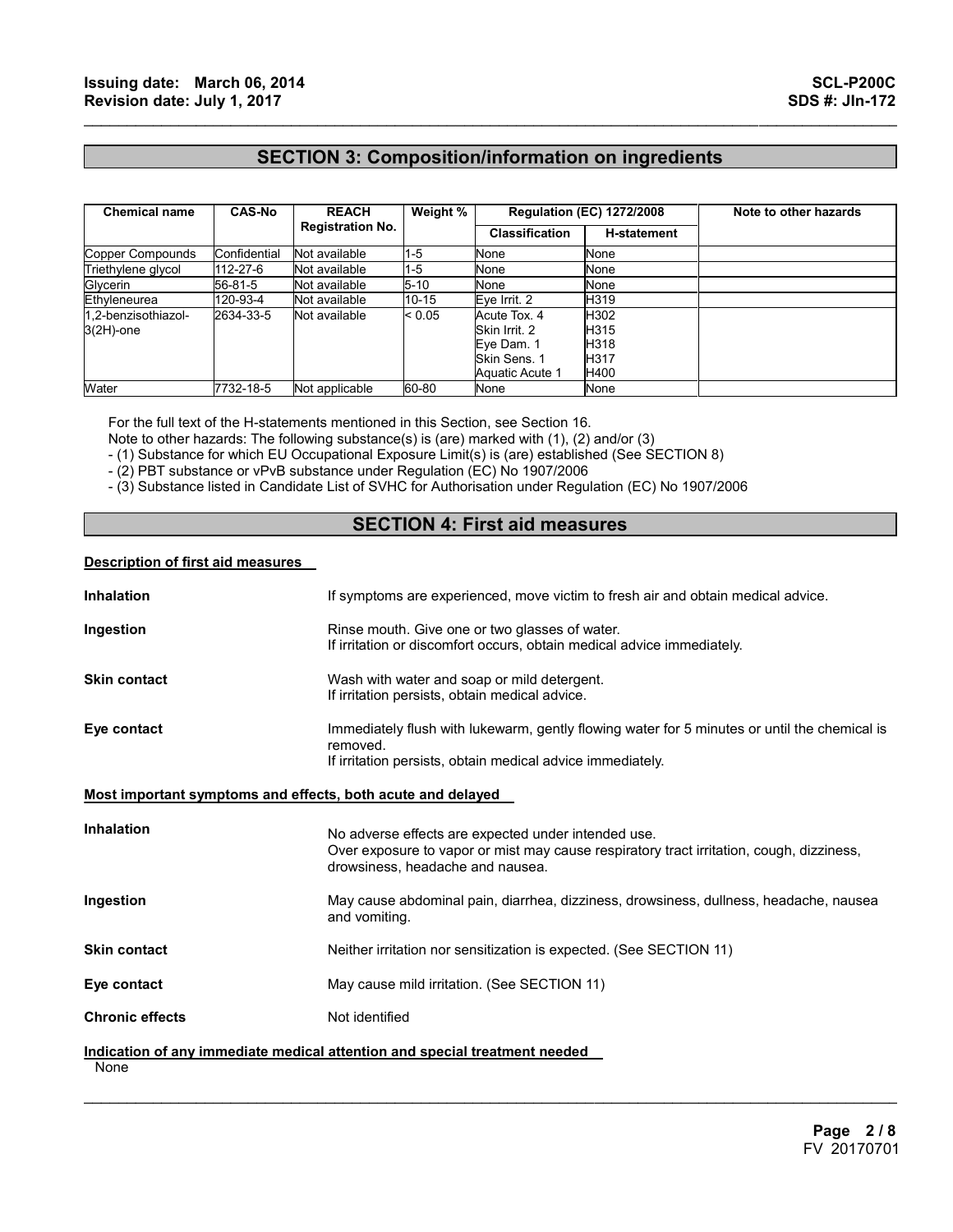## SECTION 3: Composition/information on ingredients

| Chemical name | CAS-No | REACH Registration No. | Weight % | Regulation (EC) 1272/2008 | | Note to other hazards |
|---|---|---|---|---|---|---|
| | | | | Classification | H-statement | |
| Copper Compounds | Confidential | Not available | 1-5 | None | None | |
| Triethylene glycol | 112-27-6 | Not available | 1-5 | None | None | |
| Glycerin | 56-81-5 | Not available | 5-10 | None | None | |
| Ethyleneurea | 120-93-4 | Not available | 10-15 | Eye Irrit. 2 | H319 | |
| 1,2-benzisothiazol-3(2H)-one | 2634-33-5 | Not available | < 0.05 | Acute Tox. 4<br>Skin Irrit. 2<br>Eye Dam. 1<br>Skin Sens. 1<br>Aquatic Acute 1 | H302<br>H315<br>H318<br>H317<br>H400 | |
| Water | 7732-18-5 | Not applicable | 60-80 | None | None | |

For the full text of the H-statements mentioned in this Section, see Section 16.

Note to other hazards: The following substance(s) is (are) marked with (1), (2) and/or (3)

- (1) Substance for which EU Occupational Exposure Limit(s) is (are) established (See SECTION 8)
- (2) PBT substance or vPvB substance under Regulation (EC) No 1907/2006
- (3) Substance listed in Candidate List of SVHC for Authorisation under Regulation (EC) No 1907/2006

## SECTION 4: First aid measures

**Description of first aid measures**

**Inhalation** — If symptoms are experienced, move victim to fresh air and obtain medical advice.

**Ingestion** — Rinse mouth. Give one or two glasses of water.
If irritation or discomfort occurs, obtain medical advice immediately.

**Skin contact** — Wash with water and soap or mild detergent.
If irritation persists, obtain medical advice.

**Eye contact** — Immediately flush with lukewarm, gently flowing water for 5 minutes or until the chemical is removed.
If irritation persists, obtain medical advice immediately.

**Most important symptoms and effects, both acute and delayed**

**Inhalation** — No adverse effects are expected under intended use.
Over exposure to vapor or mist may cause respiratory tract irritation, cough, dizziness, drowsiness, headache and nausea.

**Ingestion** — May cause abdominal pain, diarrhea, dizziness, drowsiness, dullness, headache, nausea and vomiting.

**Skin contact** — Neither irritation nor sensitization is expected. (See SECTION 11)

**Eye contact** — May cause mild irritation. (See SECTION 11)

**Chronic effects** — Not identified

**Indication of any immediate medical attention and special treatment needed**

None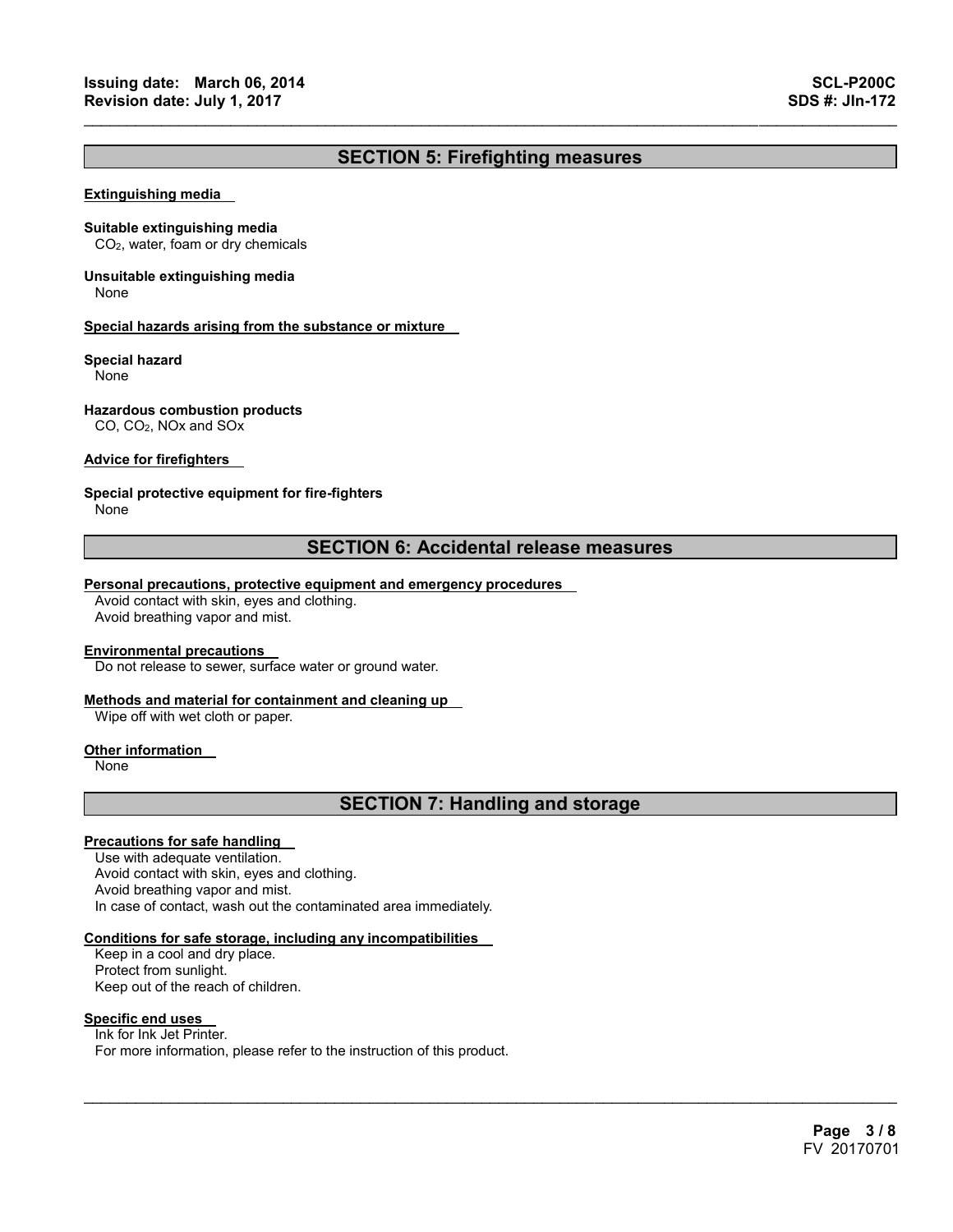## SECTION 5: Firefighting measures

### Extinguishing media

**Suitable extinguishing media**

$CO_2$, water, foam or dry chemicals

**Unsuitable extinguishing media**

None

### Special hazards arising from the substance or mixture

**Special hazard**

None

**Hazardous combustion products**

CO, $CO_2$, NOx and SOx

### Advice for firefighters

**Special protective equipment for fire-fighters**

None

## SECTION 6: Accidental release measures

### Personal precautions, protective equipment and emergency procedures

Avoid contact with skin, eyes and clothing.
Avoid breathing vapor and mist.

### Environmental precautions

Do not release to sewer, surface water or ground water.

### Methods and material for containment and cleaning up

Wipe off with wet cloth or paper.

### Other information

None

## SECTION 7: Handling and storage

### Precautions for safe handling

Use with adequate ventilation.
Avoid contact with skin, eyes and clothing.
Avoid breathing vapor and mist.
In case of contact, wash out the contaminated area immediately.

### Conditions for safe storage, including any incompatibilities

Keep in a cool and dry place.
Protect from sunlight.
Keep out of the reach of children.

### Specific end uses

Ink for Ink Jet Printer.
For more information, please refer to the instruction of this product.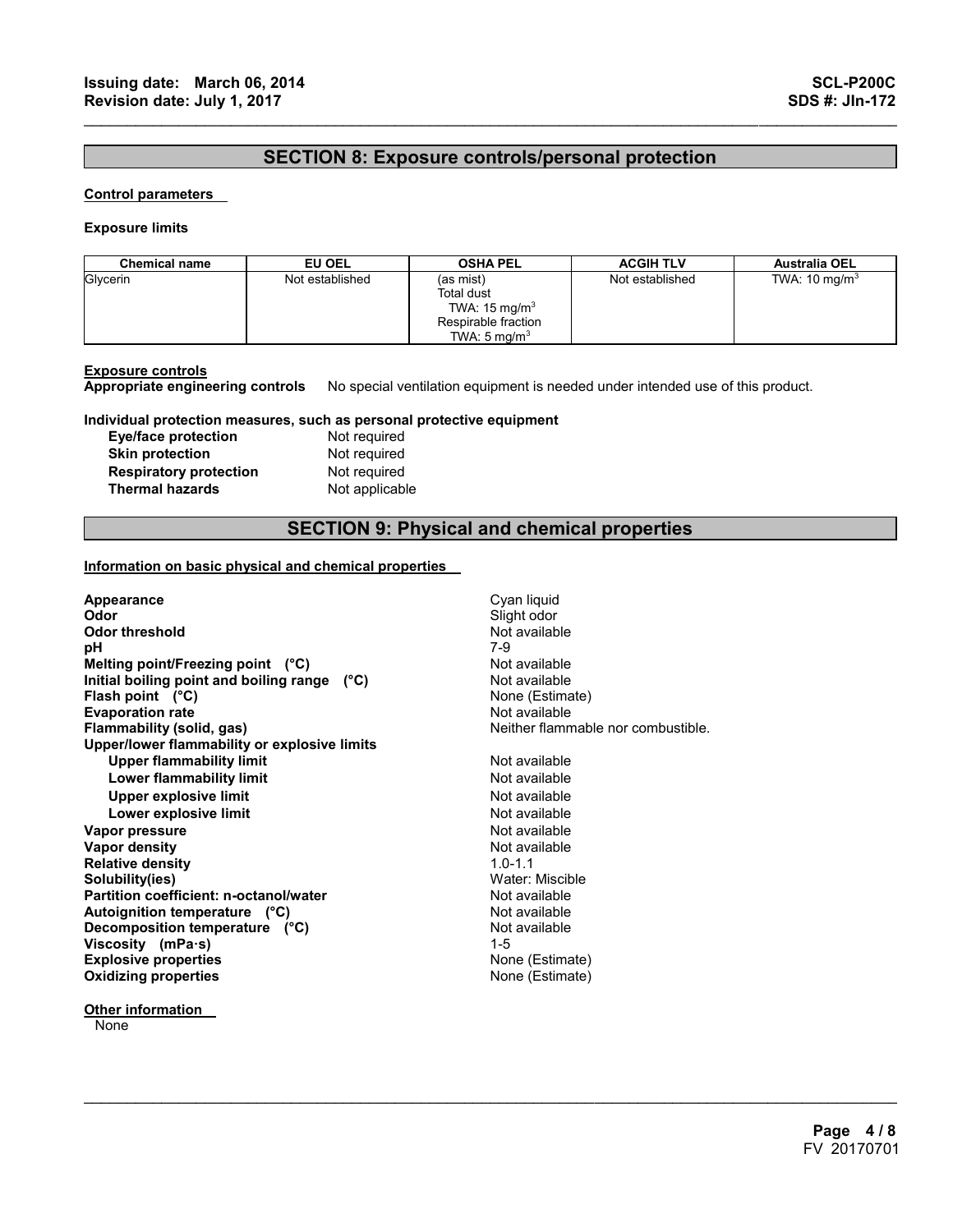## SECTION 8: Exposure controls/personal protection

**Control parameters**

**Exposure limits**

| Chemical name | EU OEL | OSHA PEL | ACGIH TLV | Australia OEL |
|---|---|---|---|---|
| Glycerin | Not established | (as mist)<br>Total dust<br>TWA: 15 mg/m$^3$<br>Respirable fraction<br>TWA: 5 mg/m$^3$ | Not established | TWA: 10 mg/m$^3$ |

**Exposure controls**

**Appropriate engineering controls** No special ventilation equipment is needed under intended use of this product.

**Individual protection measures, such as personal protective equipment**

**Eye/face protection** Not required
**Skin protection** Not required
**Respiratory protection** Not required
**Thermal hazards** Not applicable

## SECTION 9: Physical and chemical properties

**Information on basic physical and chemical properties**

**Appearance** Cyan liquid
**Odor** Slight odor
**Odor threshold** Not available
**pH** 7-9
**Melting point/Freezing point (°C)** Not available
**Initial boiling point and boiling range (°C)** Not available
**Flash point (°C)** None (Estimate)
**Evaporation rate** Not available
**Flammability (solid, gas)** Neither flammable nor combustible.
**Upper/lower flammability or explosive limits**
**Upper flammability limit** Not available
**Lower flammability limit** Not available
**Upper explosive limit** Not available
**Lower explosive limit** Not available
**Vapor pressure** Not available
**Vapor density** Not available
**Relative density** 1.0-1.1
**Solubility(ies)** Water: Miscible
**Partition coefficient: n-octanol/water** Not available
**Autoignition temperature (°C)** Not available
**Decomposition temperature (°C)** Not available
**Viscosity (mPa·s)** 1-5
**Explosive properties** None (Estimate)
**Oxidizing properties** None (Estimate)

**Other information**

None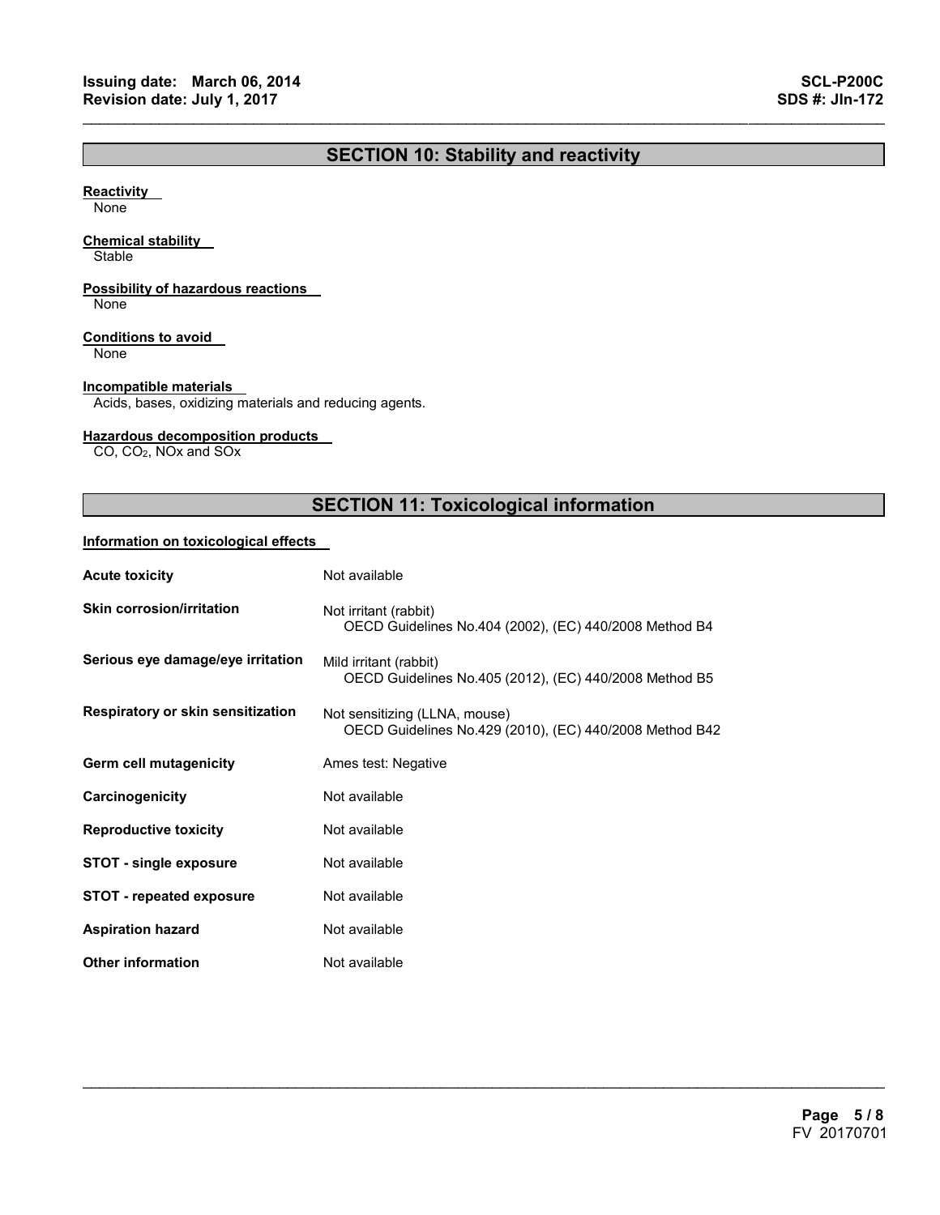## SECTION 10: Stability and reactivity

**Reactivity**
None

**Chemical stability**
Stable

**Possibility of hazardous reactions**
None

**Conditions to avoid**
None

**Incompatible materials**
Acids, bases, oxidizing materials and reducing agents.

**Hazardous decomposition products**
CO, $CO_2$, NOx and SOx

## SECTION 11: Toxicological information

**Information on toxicological effects**

| | |
|---|---|
| **Acute toxicity** | Not available |
| **Skin corrosion/irritation** | Not irritant (rabbit)<br>OECD Guidelines No.404 (2002), (EC) 440/2008 Method B4 |
| **Serious eye damage/eye irritation** | Mild irritant (rabbit)<br>OECD Guidelines No.405 (2012), (EC) 440/2008 Method B5 |
| **Respiratory or skin sensitization** | Not sensitizing (LLNA, mouse)<br>OECD Guidelines No.429 (2010), (EC) 440/2008 Method B42 |
| **Germ cell mutagenicity** | Ames test: Negative |
| **Carcinogenicity** | Not available |
| **Reproductive toxicity** | Not available |
| **STOT - single exposure** | Not available |
| **STOT - repeated exposure** | Not available |
| **Aspiration hazard** | Not available |
| **Other information** | Not available |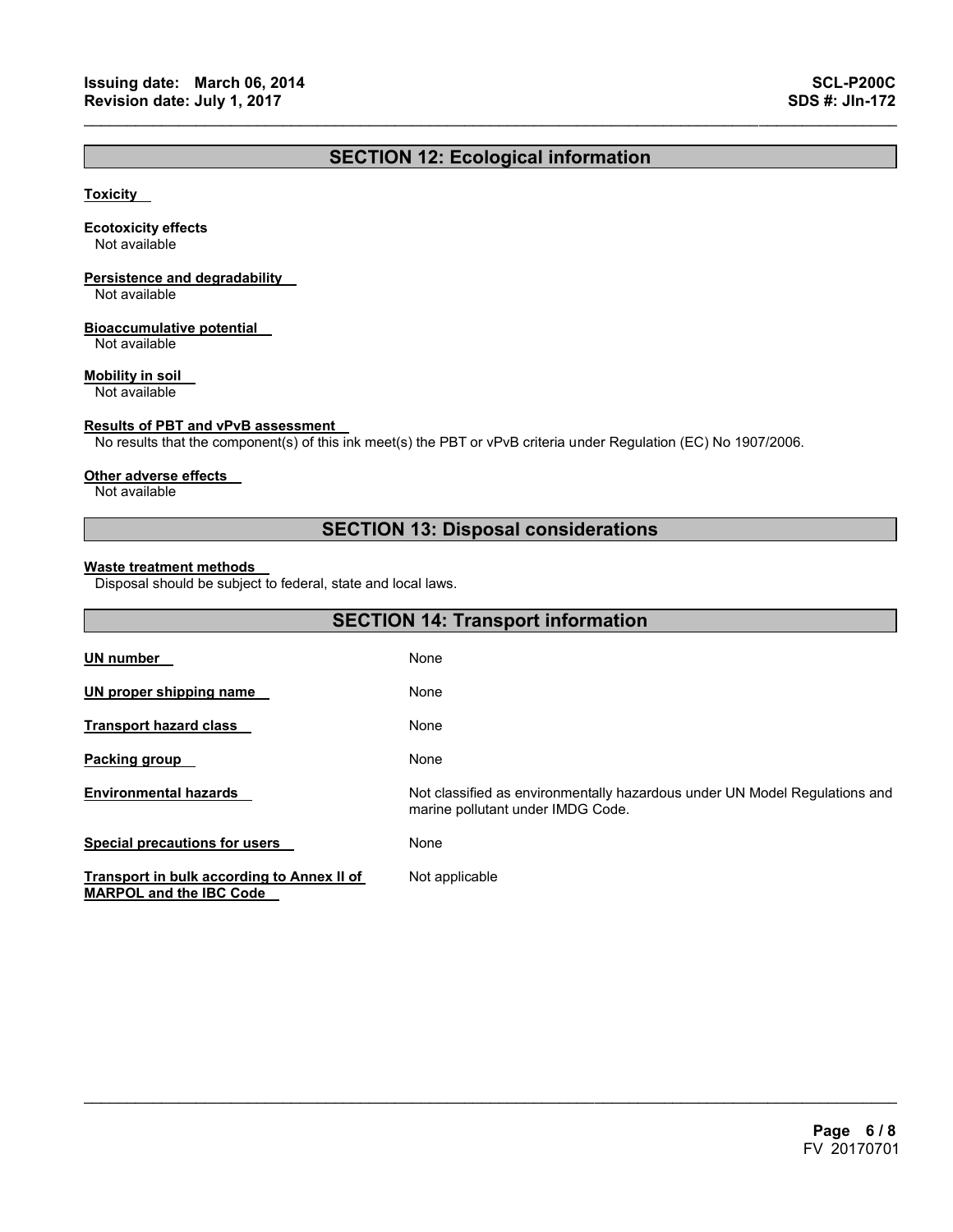## SECTION 12: Ecological information

**Toxicity**

**Ecotoxicity effects**
Not available

**Persistence and degradability**
Not available

**Bioaccumulative potential**
Not available

**Mobility in soil**
Not available

**Results of PBT and vPvB assessment**
No results that the component(s) of this ink meet(s) the PBT or vPvB criteria under Regulation (EC) No 1907/2006.

**Other adverse effects**
Not available

## SECTION 13: Disposal considerations

**Waste treatment methods**
Disposal should be subject to federal, state and local laws.

## SECTION 14: Transport information

| | |
|---|---|
| **UN number** | None |
| **UN proper shipping name** | None |
| **Transport hazard class** | None |
| **Packing group** | None |
| **Environmental hazards** | Not classified as environmentally hazardous under UN Model Regulations and marine pollutant under IMDG Code. |
| **Special precautions for users** | None |
| **Transport in bulk according to Annex II of MARPOL and the IBC Code** | Not applicable |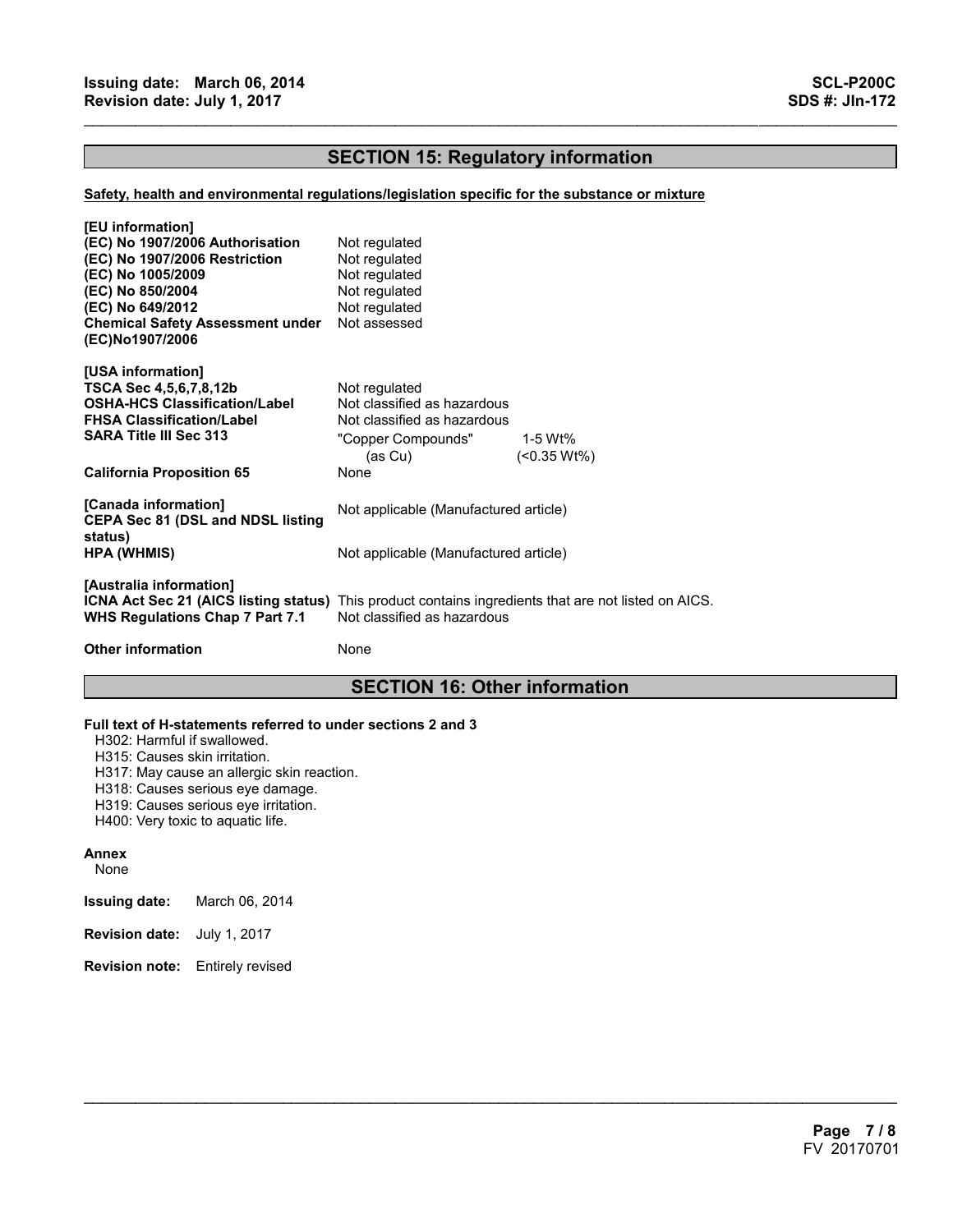## SECTION 15: Regulatory information

**Safety, health and environmental regulations/legislation specific for the substance or mixture**

**[EU information]**

| | |
|---|---|
| **(EC) No 1907/2006 Authorisation** | Not regulated |
| **(EC) No 1907/2006 Restriction** | Not regulated |
| **(EC) No 1005/2009** | Not regulated |
| **(EC) No 850/2004** | Not regulated |
| **(EC) No 649/2012** | Not regulated |
| **Chemical Safety Assessment under (EC)No1907/2006** | Not assessed |

**[USA information]**

| | | |
|---|---|---|
| **TSCA Sec 4,5,6,7,8,12b** | Not regulated | |
| **OSHA-HCS Classification/Label** | Not classified as hazardous | |
| **FHSA Classification/Label** | Not classified as hazardous | |
| **SARA Title III Sec 313** | "Copper Compounds" (as Cu) | 1-5 Wt% (<0.35 Wt%) |
| **California Proposition 65** | None | |

**[Canada information]**

| | |
|---|---|
| **CEPA Sec 81 (DSL and NDSL listing status)** | Not applicable (Manufactured article) |
| **HPA (WHMIS)** | Not applicable (Manufactured article) |

**[Australia information]**

| | |
|---|---|
| **ICNA Act Sec 21 (AICS listing status)** | This product contains ingredients that are not listed on AICS. |
| **WHS Regulations Chap 7 Part 7.1** | Not classified as hazardous |

**Other information** None

## SECTION 16: Other information

**Full text of H-statements referred to under sections 2 and 3**

H302: Harmful if swallowed.
H315: Causes skin irritation.
H317: May cause an allergic skin reaction.
H318: Causes serious eye damage.
H319: Causes serious eye irritation.
H400: Very toxic to aquatic life.

**Annex**

None

**Issuing date:** March 06, 2014

**Revision date:** July 1, 2017

**Revision note:** Entirely revised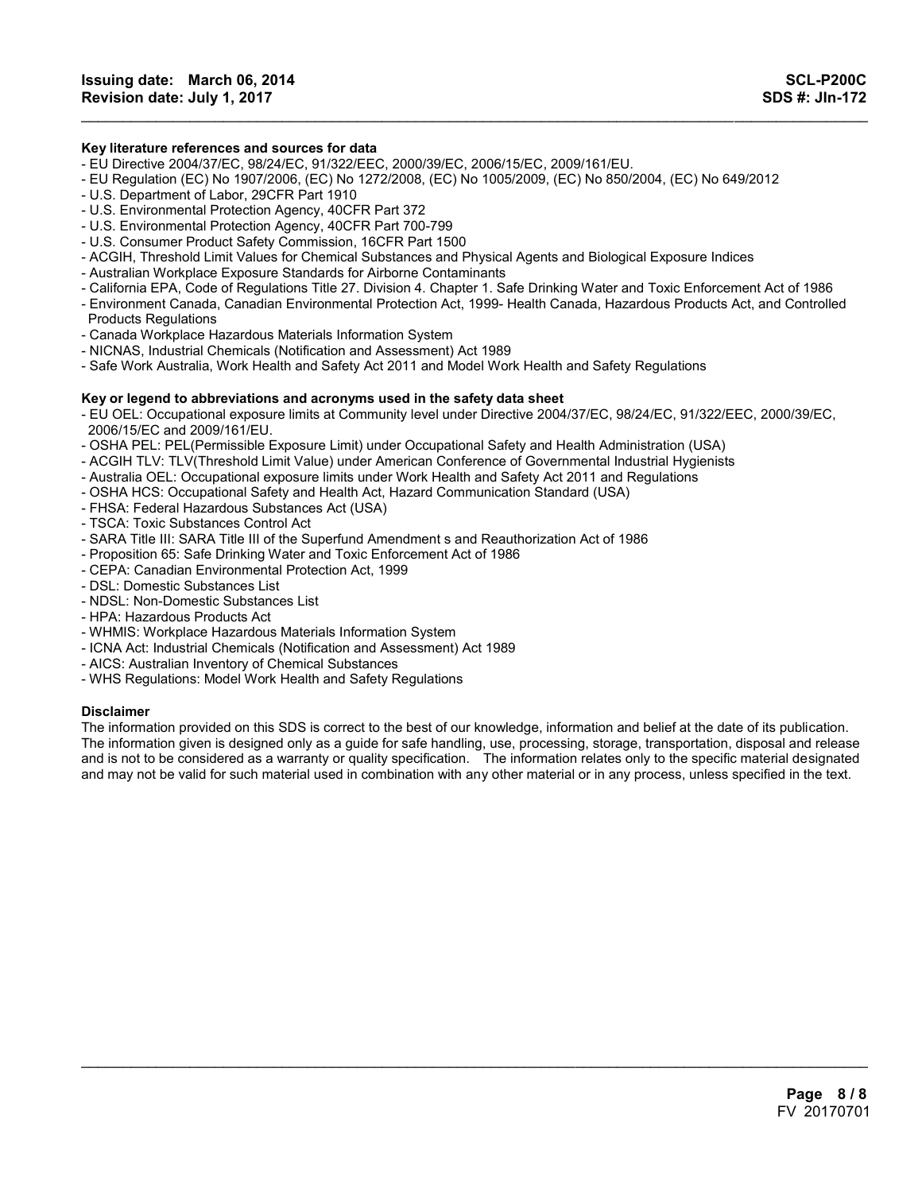**Key literature references and sources for data**

- EU Directive 2004/37/EC, 98/24/EC, 91/322/EEC, 2000/39/EC, 2006/15/EC, 2009/161/EU.
- EU Regulation (EC) No 1907/2006, (EC) No 1272/2008, (EC) No 1005/2009, (EC) No 850/2004, (EC) No 649/2012
- U.S. Department of Labor, 29CFR Part 1910
- U.S. Environmental Protection Agency, 40CFR Part 372
- U.S. Environmental Protection Agency, 40CFR Part 700-799
- U.S. Consumer Product Safety Commission, 16CFR Part 1500
- ACGIH, Threshold Limit Values for Chemical Substances and Physical Agents and Biological Exposure Indices
- Australian Workplace Exposure Standards for Airborne Contaminants
- California EPA, Code of Regulations Title 27. Division 4. Chapter 1. Safe Drinking Water and Toxic Enforcement Act of 1986
- Environment Canada, Canadian Environmental Protection Act, 1999- Health Canada, Hazardous Products Act, and Controlled Products Regulations
- Canada Workplace Hazardous Materials Information System
- NICNAS, Industrial Chemicals (Notification and Assessment) Act 1989
- Safe Work Australia, Work Health and Safety Act 2011 and Model Work Health and Safety Regulations

**Key or legend to abbreviations and acronyms used in the safety data sheet**

- EU OEL: Occupational exposure limits at Community level under Directive 2004/37/EC, 98/24/EC, 91/322/EEC, 2000/39/EC, 2006/15/EC and 2009/161/EU.
- OSHA PEL: PEL(Permissible Exposure Limit) under Occupational Safety and Health Administration (USA)
- ACGIH TLV: TLV(Threshold Limit Value) under American Conference of Governmental Industrial Hygienists
- Australia OEL: Occupational exposure limits under Work Health and Safety Act 2011 and Regulations
- OSHA HCS: Occupational Safety and Health Act, Hazard Communication Standard (USA)
- FHSA: Federal Hazardous Substances Act (USA)
- TSCA: Toxic Substances Control Act
- SARA Title III: SARA Title III of the Superfund Amendment s and Reauthorization Act of 1986
- Proposition 65: Safe Drinking Water and Toxic Enforcement Act of 1986
- CEPA: Canadian Environmental Protection Act, 1999
- DSL: Domestic Substances List
- NDSL: Non-Domestic Substances List
- HPA: Hazardous Products Act
- WHMIS: Workplace Hazardous Materials Information System
- ICNA Act: Industrial Chemicals (Notification and Assessment) Act 1989
- AICS: Australian Inventory of Chemical Substances
- WHS Regulations: Model Work Health and Safety Regulations

**Disclaimer**

The information provided on this SDS is correct to the best of our knowledge, information and belief at the date of its publication. The information given is designed only as a guide for safe handling, use, processing, storage, transportation, disposal and release and is not to be considered as a warranty or quality specification. The information relates only to the specific material designated and may not be valid for such material used in combination with any other material or in any process, unless specified in the text.